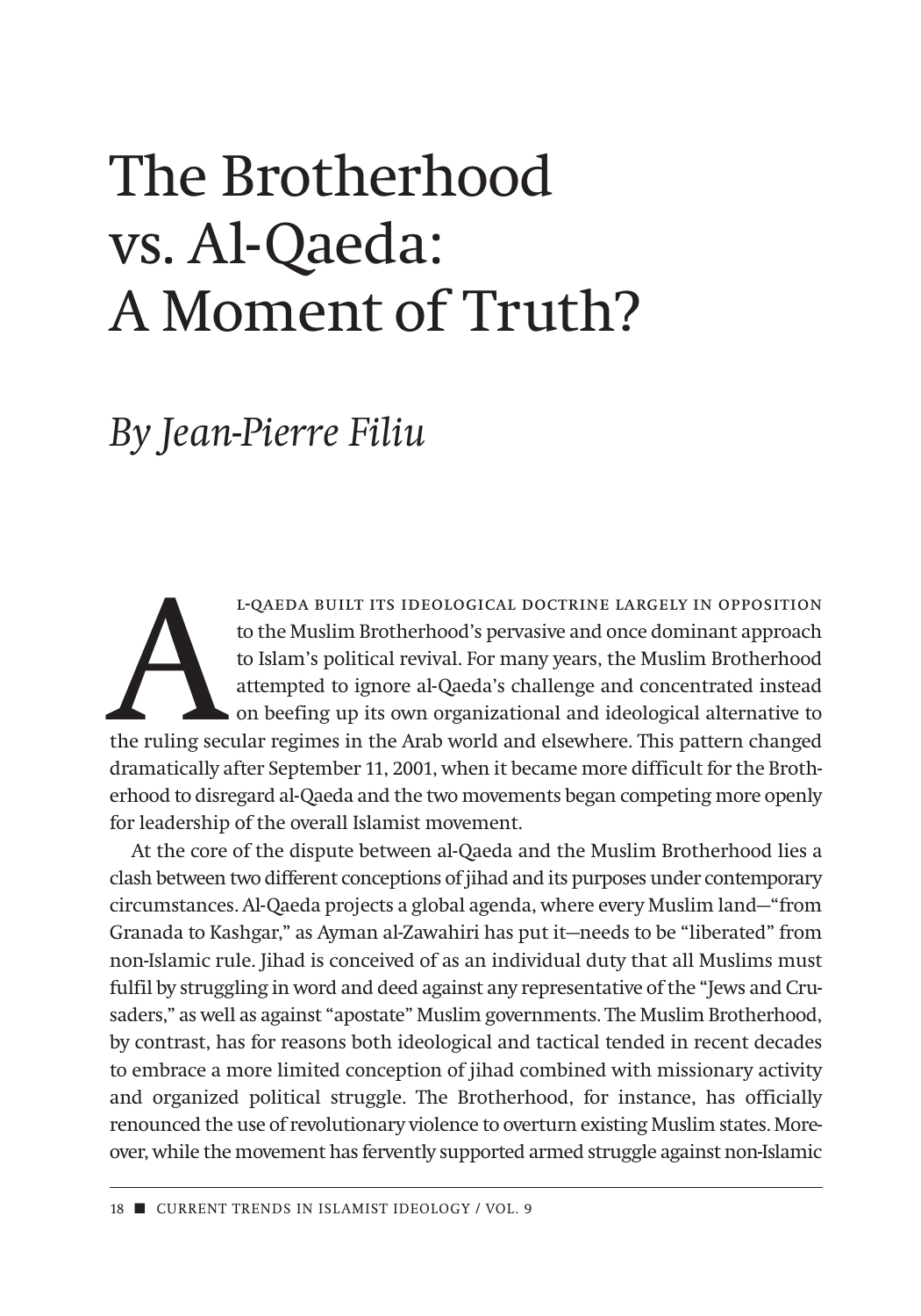# The Brotherhood vs. Al-Qaeda: A Moment of Truth?

*By Jean-Pierre Filiu*

Al-Qaeda built its ideological doctrine largely in opposition to the Muslim Brotherhood's pervasive and once dominant approach to Islam's political revival. For many years, the Muslim Brotherhood attempted to ignore al-Qaeda's challenge and concentrated instead on beefing up its own organizational and ideological alternative to the ruling secular regimes in the Arab world and elsewhere. This pattern changed dramatically after September 11, 2001, when it became more difficult for the Brotherhood to disregard al-Qaeda and the two movements began competing more openly for leadership of the overall Islamist movement.

At the core of the dispute between al-Qaeda and the Muslim Brotherhood lies a clash between two different conceptions of jihad and its purposes under contemporary circumstances. Al-Qaeda projects a global agenda, where every Muslim land—"from Granada to Kashgar," as Ayman al-Zawahiri has put it—needs to be "liberated" from non-Islamic rule. Jihad is conceived of as an individual duty that all Muslims must fulfil by struggling in word and deed against any representative of the "Jews and Crusaders," as well as against "apostate" Muslim governments. The Muslim Brotherhood, by contrast, has for reasons both ideological and tactical tended in recent decades to embrace a more limited conception of jihad combined with missionary activity and organized political struggle. The Brotherhood, for instance, has officially renounced the use of revolutionary violence to overturn existing Muslim states. Moreover, while the movement has fervently supported armed struggle against non-Islamic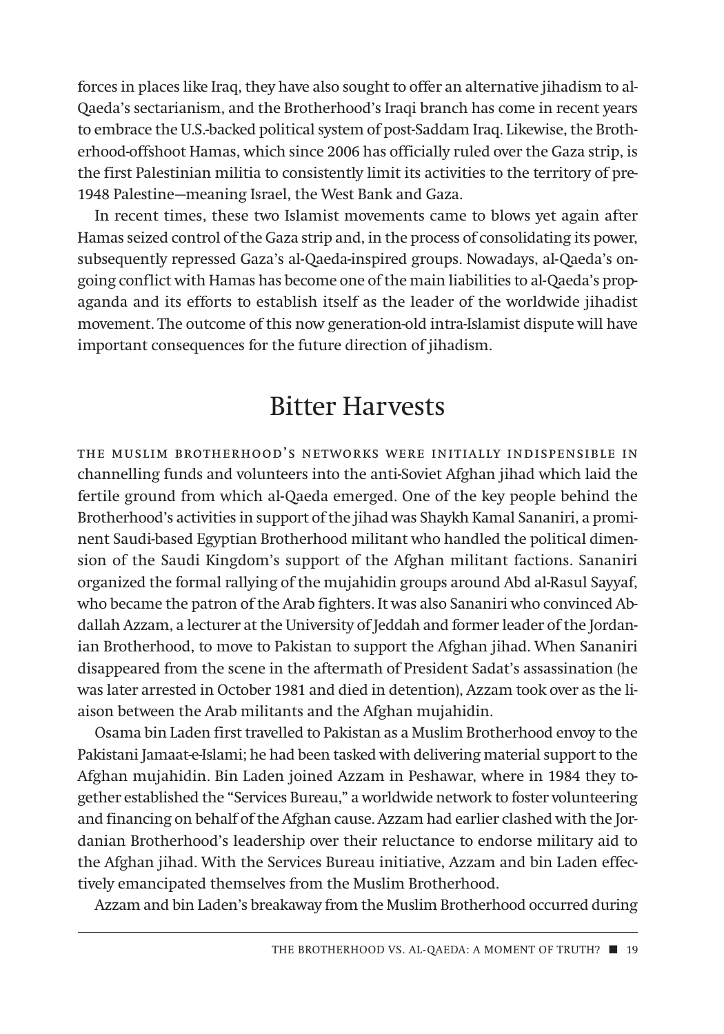forces in places like Iraq, they have also sought to offer an alternative jihadism to al-Qaeda's sectarianism, and the Brotherhood's Iraqi branch has come in recent years to embrace the U.S.-backed political system of post-Saddam Iraq. Likewise, the Brotherhood-offshoot Hamas, which since 2006 has officially ruled over the Gaza strip, is the first Palestinian militia to consistently limit its activities to the territory of pre-1948 Palestine—meaning Israel, the West Bank and Gaza.

In recent times, these two Islamist movements came to blows yet again after Hamas seized control of the Gaza strip and, in the process of consolidating its power, subsequently repressed Gaza's al-Qaeda-inspired groups. Nowadays, al-Qaeda's ongoing conflict with Hamas has become one of the main liabilities to al-Qaeda's propaganda and its efforts to establish itself as the leader of the worldwide jihadist movement. The outcome of this now generation-old intra-Islamist dispute will have important consequences for the future direction of jihadism.

## Bitter Harvests

The Muslim Brotherhood's networks were initially indispensible in channelling funds and volunteers into the anti-Soviet Afghan jihad which laid the fertile ground from which al-Qaeda emerged. One of the key people behind the Brotherhood's activities in support of the jihad was Shaykh Kamal Sananiri, a prominent Saudi-based Egyptian Brotherhood militant who handled the political dimension of the Saudi Kingdom's support of the Afghan militant factions. Sananiri organized the formal rallying of the mujahidin groups around Abd al-Rasul Sayyaf, who became the patron of the Arab fighters. It was also Sananiri who convinced Abdallah Azzam, a lecturer at the University of Jeddah and former leader of the Jordanian Brotherhood, to move to Pakistan to support the Afghan jihad. When Sananiri disappeared from the scene in the aftermath of President Sadat's assassination (he was later arrested in October 1981 and died in detention), Azzam took over as the liaison between the Arab militants and the Afghan mujahidin.

Osama bin Laden first travelled to Pakistan as a Muslim Brotherhood envoy to the Pakistani Jamaat-e-Islami; he had been tasked with delivering material support to the Afghan mujahidin. Bin Laden joined Azzam in Peshawar, where in 1984 they together established the "Services Bureau," a worldwide network to foster volunteering and financing on behalf of the Afghan cause. Azzam had earlier clashed with the Jordanian Brotherhood's leadership over their reluctance to endorse military aid to the Afghan jihad. With the Services Bureau initiative, Azzam and bin Laden effectively emancipated themselves from the Muslim Brotherhood.

Azzam and bin Laden's breakaway from the Muslim Brotherhood occurred during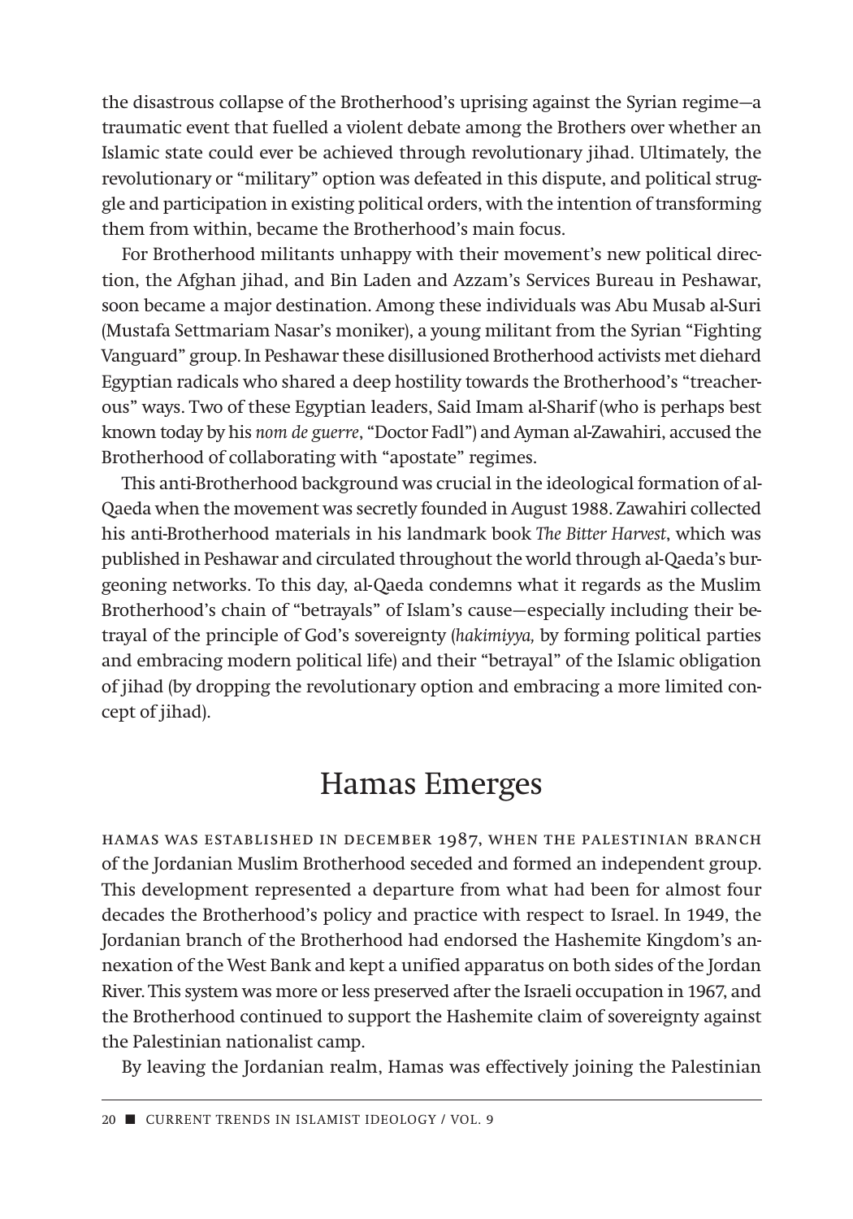the disastrous collapse of the Brotherhood's uprising against the Syrian regime—a traumatic event that fuelled a violent debate among the Brothers over whether an Islamic state could ever be achieved through revolutionary jihad. Ultimately, the revolutionary or "military" option was defeated in this dispute, and political struggle and participation in existing political orders, with the intention of transforming them from within, became the Brotherhood's main focus.

For Brotherhood militants unhappy with their movement's new political direction, the Afghan jihad, and Bin Laden and Azzam's Services Bureau in Peshawar, soon became a major destination. Among these individuals was Abu Musab al-Suri (Mustafa Settmariam Nasar's moniker), a young militant from the Syrian "Fighting Vanguard" group. In Peshawar these disillusioned Brotherhood activists met diehard Egyptian radicals who shared a deep hostility towards the Brotherhood's "treacherous" ways. Two of these Egyptian leaders, Said Imam al-Sharif (who is perhaps best known today by his *nom de guerre*, "Doctor Fadl") and Ayman al-Zawahiri, accused the Brotherhood of collaborating with "apostate" regimes.

This anti-Brotherhood background was crucial in the ideological formation of al-Qaeda when the movement was secretly founded in August 1988. Zawahiri collected his anti-Brotherhood materials in his landmark book *The Bitter Harvest*, which was published in Peshawar and circulated throughout the world through al-Qaeda's burgeoning networks. To this day, al-Qaeda condemns what it regards as the Muslim Brotherhood's chain of "betrayals" of Islam's cause—especially including their betrayal of the principle of God's sovereignty (*hakimiyya,* by forming political parties and embracing modern political life) and their "betrayal" of the Islamic obligation of jihad (by dropping the revolutionary option and embracing a more limited concept of jihad).

## Hamas Emerges

Hamas was established in December 1987, when the Palestinian branch of the Jordanian Muslim Brotherhood seceded and formed an independent group. This development represented a departure from what had been for almost four decades the Brotherhood's policy and practice with respect to Israel. In 1949, the Jordanian branch of the Brotherhood had endorsed the Hashemite Kingdom's annexation of the West Bank and kept a unified apparatus on both sides of the Jordan River. This system was more or less preserved after the Israeli occupation in 1967, and the Brotherhood continued to support the Hashemite claim of sovereignty against the Palestinian nationalist camp.

By leaving the Jordanian realm, Hamas was effectively joining the Palestinian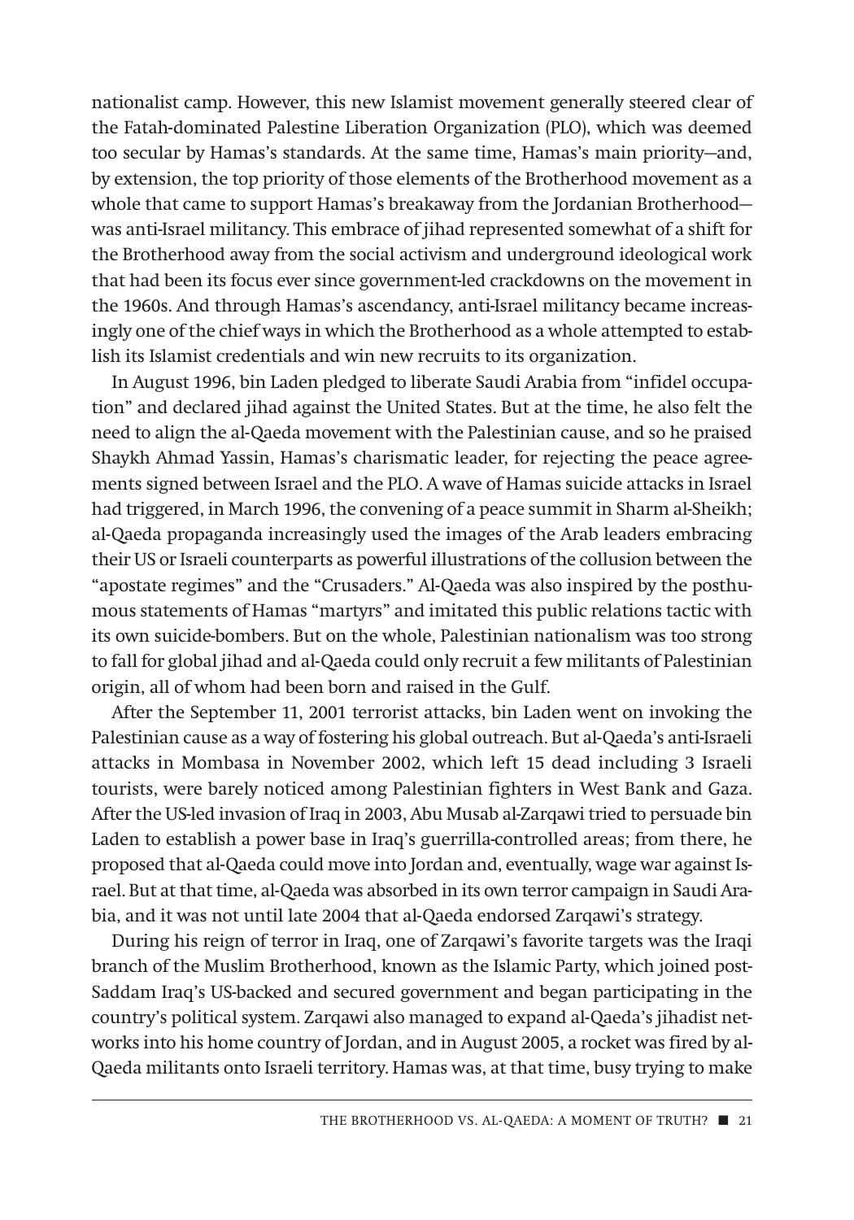nationalist camp. However, this new Islamist movement generally steered clear of the Fatah-dominated Palestine Liberation Organization (PLO), which was deemed too secular by Hamas's standards. At the same time, Hamas's main priority—and, by extension, the top priority of those elements of the Brotherhood movement as a whole that came to support Hamas's breakaway from the Jordanian Brotherhood—was anti-Israel militancy. This embrace of jihad represented somewhat of a shift for the Brotherhood away from the social activism and underground ideological work that had been its focus ever since government-led crackdowns on the movement in the 1960s. And through Hamas's ascendancy, anti-Israel militancy became increasingly one of the chief ways in which the Brotherhood as a whole attempted to establish its Islamist credentials and win new recruits to its organization.

In August 1996, bin Laden pledged to liberate Saudi Arabia from "infidel occupation" and declared jihad against the United States. But at the time, he also felt the need to align the al-Qaeda movement with the Palestinian cause, and so he praised Shaykh Ahmad Yassin, Hamas's charismatic leader, for rejecting the peace agreements signed between Israel and the PLO. A wave of Hamas suicide attacks in Israel had triggered, in March 1996, the convening of a peace summit in Sharm al-Sheikh; al-Qaeda propaganda increasingly used the images of the Arab leaders embracing their US or Israeli counterparts as powerful illustrations of the collusion between the "apostate regimes" and the "Crusaders." Al-Qaeda was also inspired by the posthumous statements of Hamas "martyrs" and imitated this public relations tactic with its own suicide-bombers. But on the whole, Palestinian nationalism was too strong to fall for global jihad and al-Qaeda could only recruit a few militants of Palestinian origin, all of whom had been born and raised in the Gulf.

After the September 11, 2001 terrorist attacks, bin Laden went on invoking the Palestinian cause as a way of fostering his global outreach. But al-Qaeda's anti-Israeli attacks in Mombasa in November 2002, which left 15 dead including 3 Israeli tourists, were barely noticed among Palestinian fighters in West Bank and Gaza. After the US-led invasion of Iraq in 2003, Abu Musab al-Zarqawi tried to persuade bin Laden to establish a power base in Iraq's guerrilla-controlled areas; from there, he proposed that al-Qaeda could move into Jordan and, eventually, wage war against Israel. But at that time, al-Qaeda was absorbed in its own terror campaign in Saudi Arabia, and it was not until late 2004 that al-Qaeda endorsed Zarqawi's strategy.

During his reign of terror in Iraq, one of Zarqawi's favorite targets was the Iraqi branch of the Muslim Brotherhood, known as the Islamic Party, which joined post-Saddam Iraq's US-backed and secured government and began participating in the country's political system. Zarqawi also managed to expand al-Qaeda's jihadist networks into his home country of Jordan, and in August 2005, a rocket was fired by al-Qaeda militants onto Israeli territory. Hamas was, at that time, busy trying to make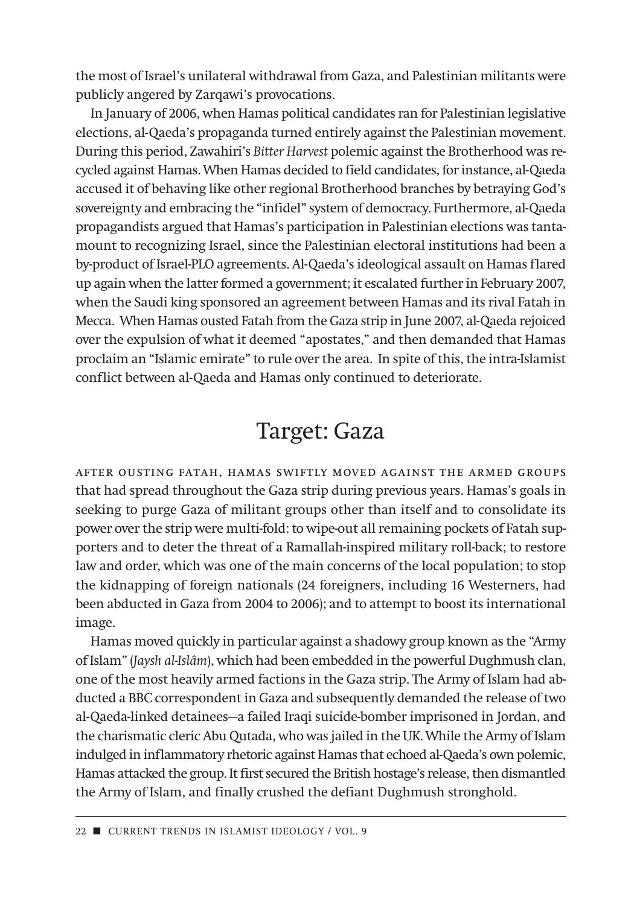the most of Israel's unilateral withdrawal from Gaza, and Palestinian militants were publicly angered by Zarqawi's provocations.

In January of 2006, when Hamas political candidates ran for Palestinian legislative elections, al-Qaeda's propaganda turned entirely against the Palestinian movement. During this period, Zawahiri's *Bitter Harvest* polemic against the Brotherhood was recycled against Hamas. When Hamas decided to field candidates, for instance, al-Qaeda accused it of behaving like other regional Brotherhood branches by betraying God's sovereignty and embracing the "infidel" system of democracy. Furthermore, al-Qaeda propagandists argued that Hamas's participation in Palestinian elections was tantamount to recognizing Israel, since the Palestinian electoral institutions had been a by-product of Israel-PLO agreements. Al-Qaeda's ideological assault on Hamas flared up again when the latter formed a government; it escalated further in February 2007, when the Saudi king sponsored an agreement between Hamas and its rival Fatah in Mecca. When Hamas ousted Fatah from the Gaza strip in June 2007, al-Qaeda rejoiced over the expulsion of what it deemed "apostates," and then demanded that Hamas proclaim an "Islamic emirate" to rule over the area. In spite of this, the intra-Islamist conflict between al-Qaeda and Hamas only continued to deteriorate.

## Target: Gaza

After ousting Fatah, Hamas swiftly moved against the armed groups that had spread throughout the Gaza strip during previous years. Hamas's goals in seeking to purge Gaza of militant groups other than itself and to consolidate its power over the strip were multi-fold: to wipe-out all remaining pockets of Fatah supporters and to deter the threat of a Ramallah-inspired military roll-back; to restore law and order, which was one of the main concerns of the local population; to stop the kidnapping of foreign nationals (24 foreigners, including 16 Westerners, had been abducted in Gaza from 2004 to 2006); and to attempt to boost its international image.

Hamas moved quickly in particular against a shadowy group known as the "Army of Islam" (*Jaysh al-Islâm*), which had been embedded in the powerful Dughmush clan, one of the most heavily armed factions in the Gaza strip. The Army of Islam had abducted a BBC correspondent in Gaza and subsequently demanded the release of two al-Qaeda-linked detainees—a failed Iraqi suicide-bomber imprisoned in Jordan, and the charismatic cleric Abu Qutada, who was jailed in the UK. While the Army of Islam indulged in inflammatory rhetoric against Hamas that echoed al-Qaeda's own polemic, Hamas attacked the group. It first secured the British hostage's release, then dismantled the Army of Islam, and finally crushed the defiant Dughmush stronghold.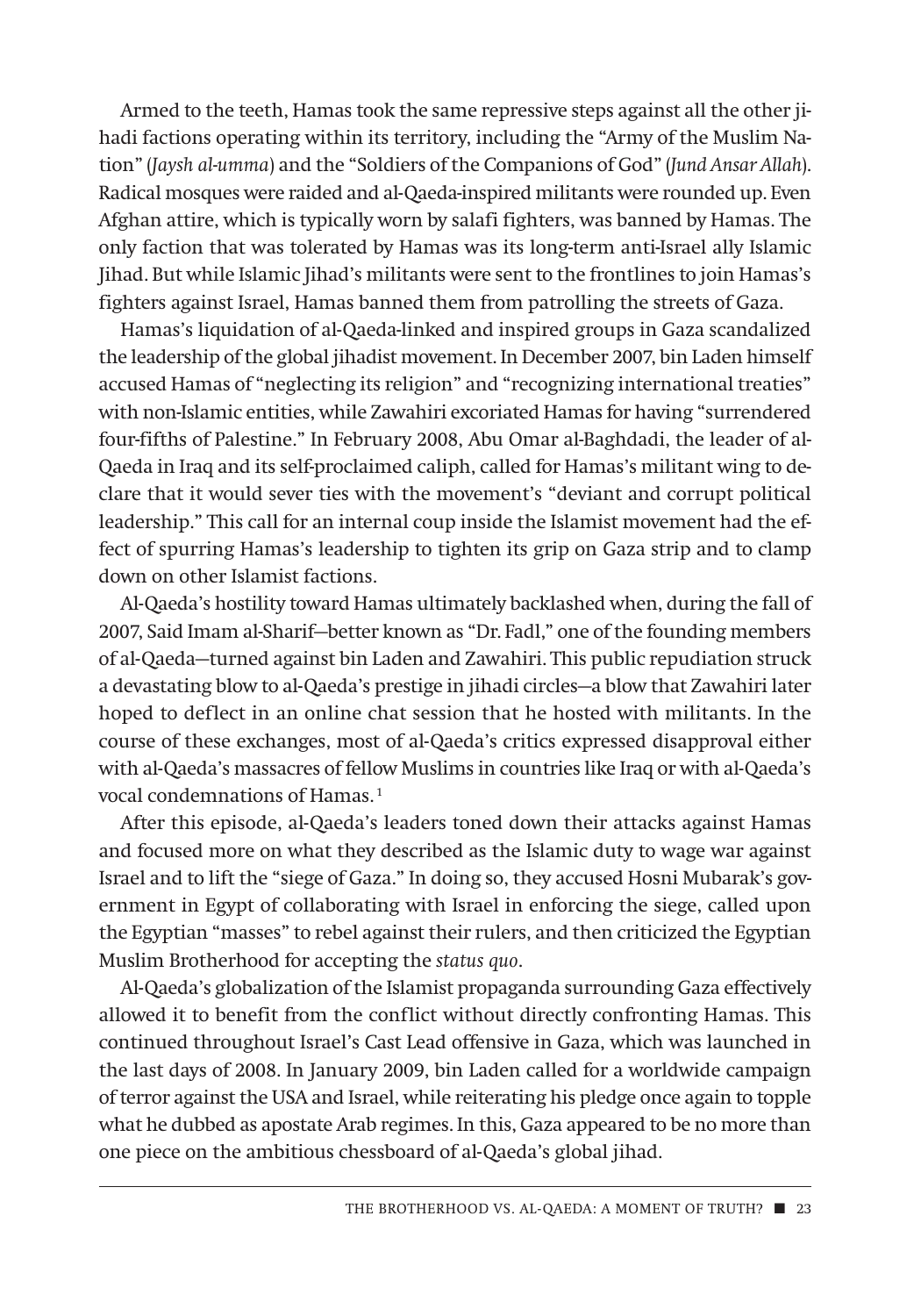Armed to the teeth, Hamas took the same repressive steps against all the other jihadi factions operating within its territory, including the "Army of the Muslim Nation" (*Jaysh al-umma*) and the "Soldiers of the Companions of God" (*Jund Ansar Allah*). Radical mosques were raided and al-Qaeda-inspired militants were rounded up. Even Afghan attire, which is typically worn by salafi fighters, was banned by Hamas. The only faction that was tolerated by Hamas was its long-term anti-Israel ally Islamic Jihad. But while Islamic Jihad's militants were sent to the frontlines to join Hamas's fighters against Israel, Hamas banned them from patrolling the streets of Gaza.

Hamas's liquidation of al-Qaeda-linked and inspired groups in Gaza scandalized the leadership of the global jihadist movement. In December 2007, bin Laden himself accused Hamas of "neglecting its religion" and "recognizing international treaties" with non-Islamic entities, while Zawahiri excoriated Hamas for having "surrendered four-fifths of Palestine." In February 2008, Abu Omar al-Baghdadi, the leader of al-Qaeda in Iraq and its self-proclaimed caliph, called for Hamas's militant wing to declare that it would sever ties with the movement's "deviant and corrupt political leadership." This call for an internal coup inside the Islamist movement had the effect of spurring Hamas's leadership to tighten its grip on Gaza strip and to clamp down on other Islamist factions.

Al-Qaeda's hostility toward Hamas ultimately backlashed when, during the fall of 2007, Said Imam al-Sharif—better known as "Dr. Fadl," one of the founding members of al-Qaeda—turned against bin Laden and Zawahiri. This public repudiation struck a devastating blow to al-Qaeda's prestige in jihadi circles—a blow that Zawahiri later hoped to deflect in an online chat session that he hosted with militants. In the course of these exchanges, most of al-Qaeda's critics expressed disapproval either with al-Qaeda's massacres of fellow Muslims in countries like Iraq or with al-Qaeda's vocal condemnations of Hamas.[1]

After this episode, al-Qaeda's leaders toned down their attacks against Hamas and focused more on what they described as the Islamic duty to wage war against Israel and to lift the "siege of Gaza." In doing so, they accused Hosni Mubarak's government in Egypt of collaborating with Israel in enforcing the siege, called upon the Egyptian "masses" to rebel against their rulers, and then criticized the Egyptian Muslim Brotherhood for accepting the *status quo*.

Al-Qaeda's globalization of the Islamist propaganda surrounding Gaza effectively allowed it to benefit from the conflict without directly confronting Hamas. This continued throughout Israel's Cast Lead offensive in Gaza, which was launched in the last days of 2008. In January 2009, bin Laden called for a worldwide campaign of terror against the USA and Israel, while reiterating his pledge once again to topple what he dubbed as apostate Arab regimes. In this, Gaza appeared to be no more than one piece on the ambitious chessboard of al-Qaeda's global jihad.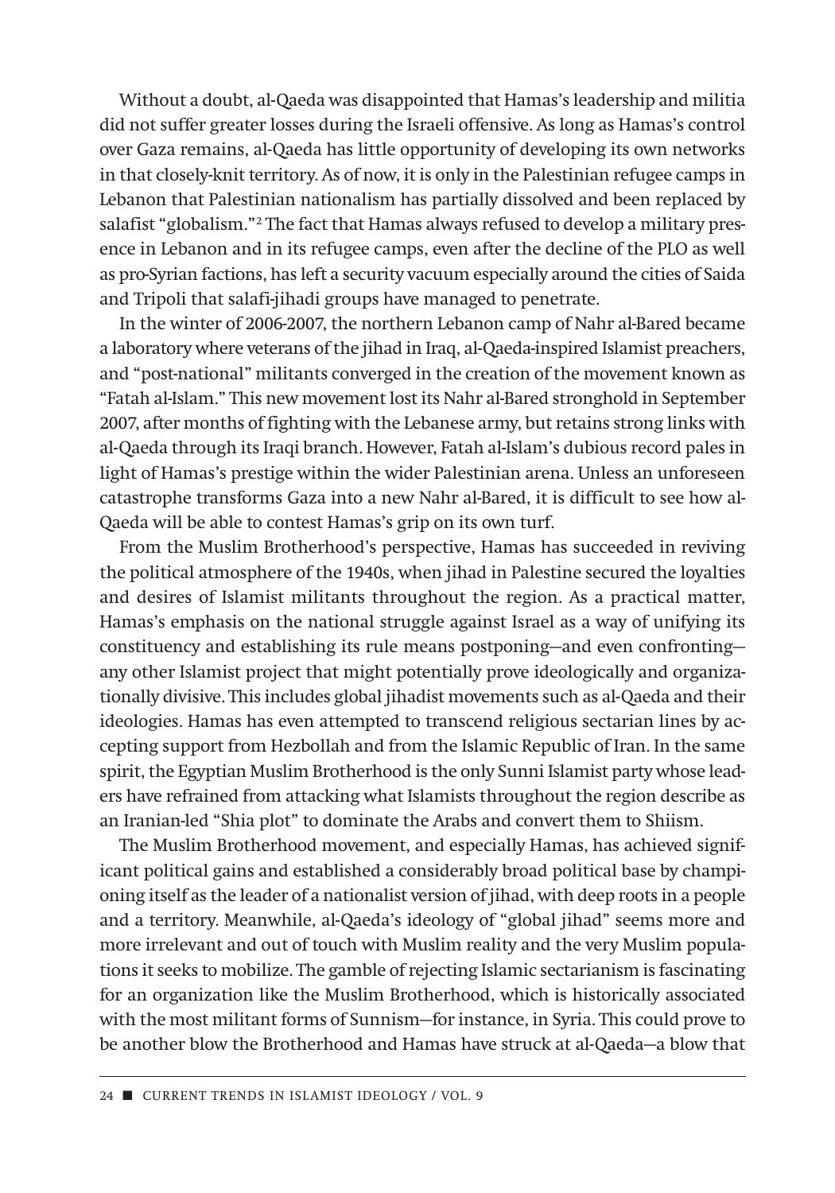Without a doubt, al-Qaeda was disappointed that Hamas's leadership and militia did not suffer greater losses during the Israeli offensive. As long as Hamas's control over Gaza remains, al-Qaeda has little opportunity of developing its own networks in that closely-knit territory. As of now, it is only in the Palestinian refugee camps in Lebanon that Palestinian nationalism has partially dissolved and been replaced by salafist "globalism."[2] The fact that Hamas always refused to develop a military presence in Lebanon and in its refugee camps, even after the decline of the PLO as well as pro-Syrian factions, has left a security vacuum especially around the cities of Saida and Tripoli that salafi-jihadi groups have managed to penetrate.

In the winter of 2006-2007, the northern Lebanon camp of Nahr al-Bared became a laboratory where veterans of the jihad in Iraq, al-Qaeda-inspired Islamist preachers, and "post-national" militants converged in the creation of the movement known as "Fatah al-Islam." This new movement lost its Nahr al-Bared stronghold in September 2007, after months of fighting with the Lebanese army, but retains strong links with al-Qaeda through its Iraqi branch. However, Fatah al-Islam's dubious record pales in light of Hamas's prestige within the wider Palestinian arena. Unless an unforeseen catastrophe transforms Gaza into a new Nahr al-Bared, it is difficult to see how al-Qaeda will be able to contest Hamas's grip on its own turf.

From the Muslim Brotherhood's perspective, Hamas has succeeded in reviving the political atmosphere of the 1940s, when jihad in Palestine secured the loyalties and desires of Islamist militants throughout the region. As a practical matter, Hamas's emphasis on the national struggle against Israel as a way of unifying its constituency and establishing its rule means postponing—and even confronting—any other Islamist project that might potentially prove ideologically and organizationally divisive. This includes global jihadist movements such as al-Qaeda and their ideologies. Hamas has even attempted to transcend religious sectarian lines by accepting support from Hezbollah and from the Islamic Republic of Iran. In the same spirit, the Egyptian Muslim Brotherhood is the only Sunni Islamist party whose leaders have refrained from attacking what Islamists throughout the region describe as an Iranian-led "Shia plot" to dominate the Arabs and convert them to Shiism.

The Muslim Brotherhood movement, and especially Hamas, has achieved significant political gains and established a considerably broad political base by championing itself as the leader of a nationalist version of jihad, with deep roots in a people and a territory. Meanwhile, al-Qaeda's ideology of "global jihad" seems more and more irrelevant and out of touch with Muslim reality and the very Muslim populations it seeks to mobilize. The gamble of rejecting Islamic sectarianism is fascinating for an organization like the Muslim Brotherhood, which is historically associated with the most militant forms of Sunnism—for instance, in Syria. This could prove to be another blow the Brotherhood and Hamas have struck at al-Qaeda—a blow that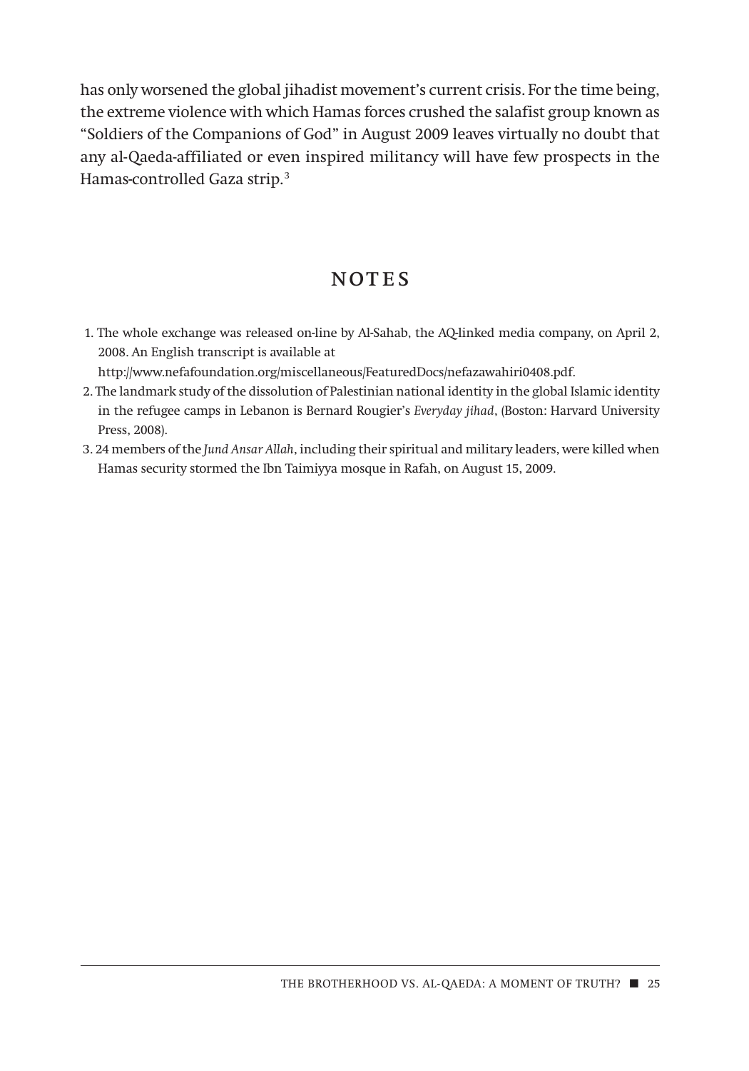has only worsened the global jihadist movement's current crisis. For the time being, the extreme violence with which Hamas forces crushed the salafist group known as "Soldiers of the Companions of God" in August 2009 leaves virtually no doubt that any al-Qaeda-affiliated or even inspired militancy will have few prospects in the Hamas-controlled Gaza strip.[3]

## NOTES

1. The whole exchange was released on-line by Al-Sahab, the AQ-linked media company, on April 2, 2008. An English transcript is available at http://www.nefafoundation.org/miscellaneous/FeaturedDocs/nefazawahiri0408.pdf.
2. The landmark study of the dissolution of Palestinian national identity in the global Islamic identity in the refugee camps in Lebanon is Bernard Rougier's *Everyday jihad*, (Boston: Harvard University Press, 2008).
3. 24 members of the *Jund Ansar Allah*, including their spiritual and military leaders, were killed when Hamas security stormed the Ibn Taimiyya mosque in Rafah, on August 15, 2009.